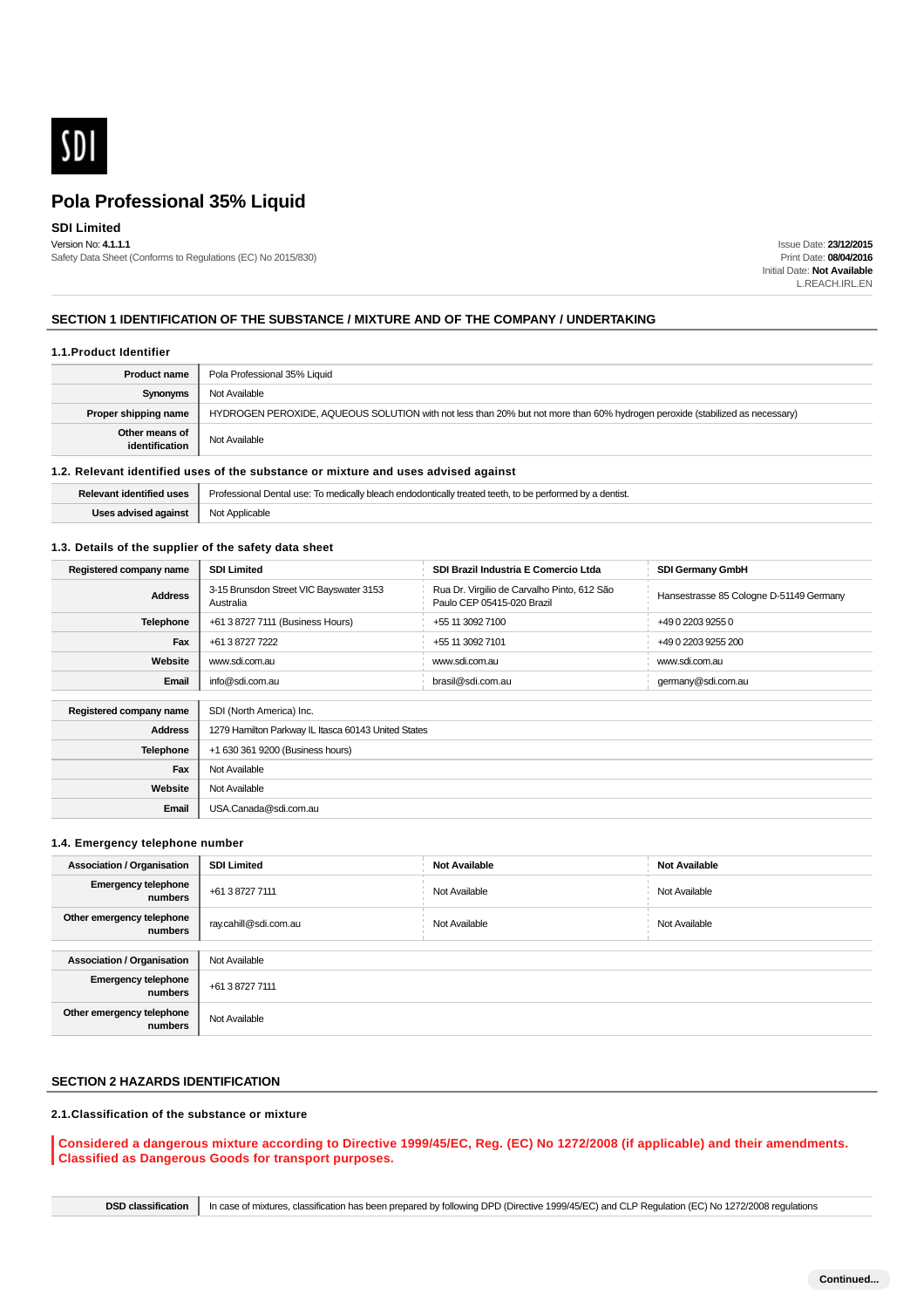SDI

# Pola Professional 35% Liquid

**SDI Limited**

Version No: **4.1.1.1**

Safety Data Sheet (Conforms to Regulations (EC) No 2015/830)

Issue Date: **23/12/2015**
Print Date: **08/04/2016**
Initial Date: **Not Available**
L.REACH.IRL.EN

## SECTION 1 IDENTIFICATION OF THE SUBSTANCE / MIXTURE AND OF THE COMPANY / UNDERTAKING

### 1.1.Product Identifier

| | |
|---|---|
| **Product name** | Pola Professional 35% Liquid |
| **Synonyms** | Not Available |
| **Proper shipping name** | HYDROGEN PEROXIDE, AQUEOUS SOLUTION with not less than 20% but not more than 60% hydrogen peroxide (stabilized as necessary) |
| **Other means of identification** | Not Available |

### 1.2. Relevant identified uses of the substance or mixture and uses advised against

| | |
|---|---|
| **Relevant identified uses** | Professional Dental use: To medically bleach endodontically treated teeth, to be performed by a dentist. |
| **Uses advised against** | Not Applicable |

### 1.3. Details of the supplier of the safety data sheet

| **Registered company name** | **SDI Limited** | **SDI Brazil Industria E Comercio Ltda** | **SDI Germany GmbH** |
|---|---|---|---|
| **Address** | 3-15 Brunsdon Street VIC Bayswater 3153 Australia | Rua Dr. Virgilio de Carvalho Pinto, 612 São Paulo CEP 05415-020 Brazil | Hansestrasse 85 Cologne D-51149 Germany |
| **Telephone** | +61 3 8727 7111 (Business Hours) | +55 11 3092 7100 | +49 0 2203 9255 0 |
| **Fax** | +61 3 8727 7222 | +55 11 3092 7101 | +49 0 2203 9255 200 |
| **Website** | www.sdi.com.au | www.sdi.com.au | www.sdi.com.au |
| **Email** | info@sdi.com.au | brasil@sdi.com.au | germany@sdi.com.au |

| | |
|---|---|
| **Registered company name** | SDI (North America) Inc. |
| **Address** | 1279 Hamilton Parkway IL Itasca 60143 United States |
| **Telephone** | +1 630 361 9200 (Business hours) |
| **Fax** | Not Available |
| **Website** | Not Available |
| **Email** | USA.Canada@sdi.com.au |

### 1.4. Emergency telephone number

| **Association / Organisation** | **SDI Limited** | **Not Available** | **Not Available** |
|---|---|---|---|
| **Emergency telephone numbers** | +61 3 8727 7111 | Not Available | Not Available |
| **Other emergency telephone numbers** | ray.cahill@sdi.com.au | Not Available | Not Available |

| | |
|---|---|
| **Association / Organisation** | Not Available |
| **Emergency telephone numbers** | +61 3 8727 7111 |
| **Other emergency telephone numbers** | Not Available |

## SECTION 2 HAZARDS IDENTIFICATION

### 2.1.Classification of the substance or mixture

**Considered a dangerous mixture according to Directive 1999/45/EC, Reg. (EC) No 1272/2008 (if applicable) and their amendments. Classified as Dangerous Goods for transport purposes.**

| | |
|---|---|
| **DSD classification** | In case of mixtures, classification has been prepared by following DPD (Directive 1999/45/EC) and CLP Regulation (EC) No 1272/2008 regulations |

Continued...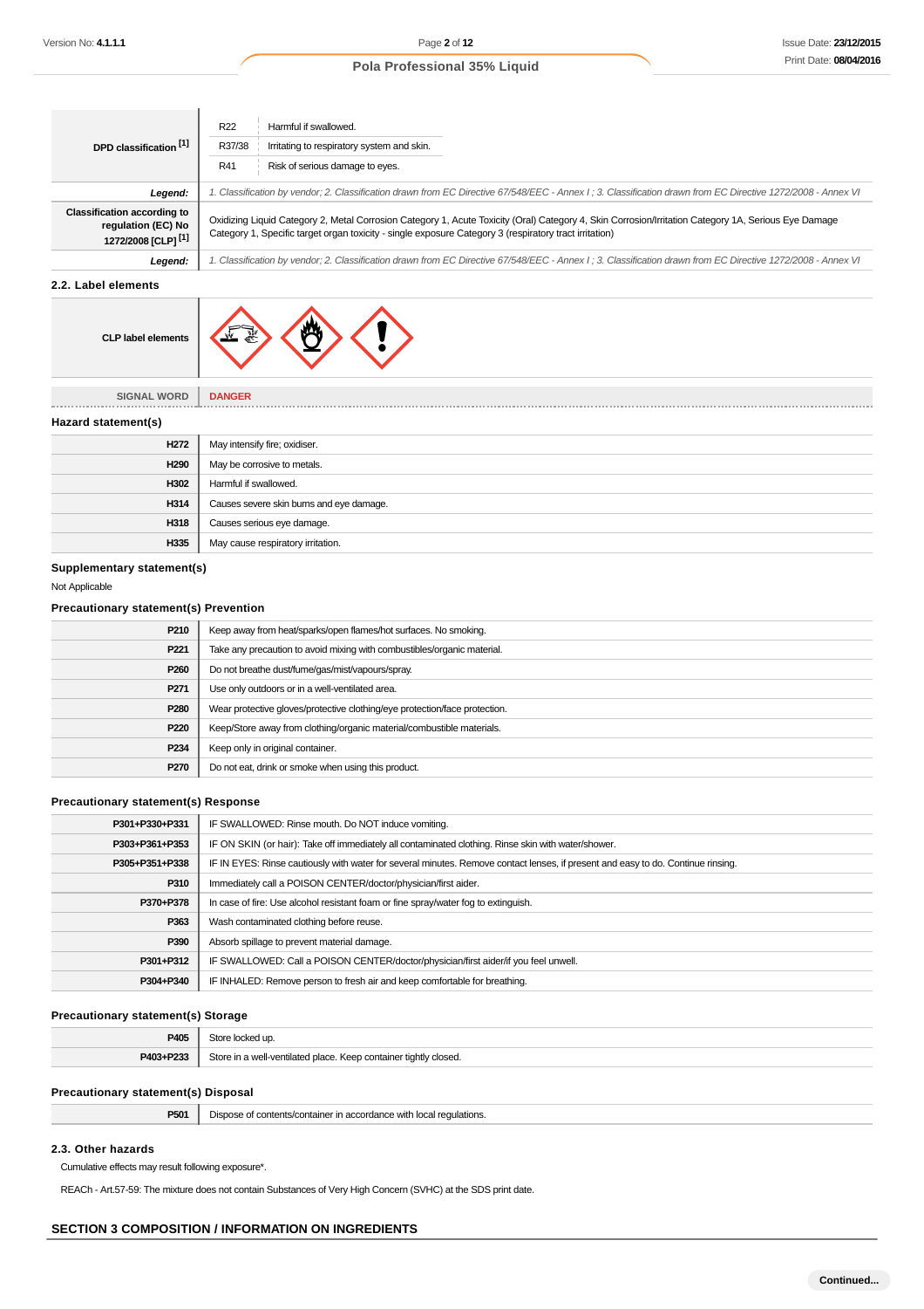| | | |
|---|---|---|
| **DPD classification [1]** | R22 | Harmful if swallowed. |
| | R37/38 | Irritating to respiratory system and skin. |
| | R41 | Risk of serious damage to eyes. |
| ***Legend:*** | *1. Classification by vendor; 2. Classification drawn from EC Directive 67/548/EEC - Annex I ; 3. Classification drawn from EC Directive 1272/2008 - Annex VI* | |
| **Classification according to regulation (EC) No 1272/2008 [CLP] [1]** | Oxidizing Liquid Category 2, Metal Corrosion Category 1, Acute Toxicity (Oral) Category 4, Skin Corrosion/Irritation Category 1A, Serious Eye Damage Category 1, Specific target organ toxicity - single exposure Category 3 (respiratory tract irritation) | |
| ***Legend:*** | *1. Classification by vendor; 2. Classification drawn from EC Directive 67/548/EEC - Annex I ; 3. Classification drawn from EC Directive 1272/2008 - Annex VI* | |

### 2.2. Label elements

| | |
|---|---|
| **CLP label elements** | |
| **SIGNAL WORD** | **DANGER** |

### Hazard statement(s)

| | |
|---|---|
| **H272** | May intensify fire; oxidiser. |
| **H290** | May be corrosive to metals. |
| **H302** | Harmful if swallowed. |
| **H314** | Causes severe skin burns and eye damage. |
| **H318** | Causes serious eye damage. |
| **H335** | May cause respiratory irritation. |

### Supplementary statement(s)

Not Applicable

### Precautionary statement(s) Prevention

| | |
|---|---|
| **P210** | Keep away from heat/sparks/open flames/hot surfaces. No smoking. |
| **P221** | Take any precaution to avoid mixing with combustibles/organic material. |
| **P260** | Do not breathe dust/fume/gas/mist/vapours/spray. |
| **P271** | Use only outdoors or in a well-ventilated area. |
| **P280** | Wear protective gloves/protective clothing/eye protection/face protection. |
| **P220** | Keep/Store away from clothing/organic material/combustible materials. |
| **P234** | Keep only in original container. |
| **P270** | Do not eat, drink or smoke when using this product. |

### Precautionary statement(s) Response

| | |
|---|---|
| **P301+P330+P331** | IF SWALLOWED: Rinse mouth. Do NOT induce vomiting. |
| **P303+P361+P353** | IF ON SKIN (or hair): Take off immediately all contaminated clothing. Rinse skin with water/shower. |
| **P305+P351+P338** | IF IN EYES: Rinse cautiously with water for several minutes. Remove contact lenses, if present and easy to do. Continue rinsing. |
| **P310** | Immediately call a POISON CENTER/doctor/physician/first aider. |
| **P370+P378** | In case of fire: Use alcohol resistant foam or fine spray/water fog to extinguish. |
| **P363** | Wash contaminated clothing before reuse. |
| **P390** | Absorb spillage to prevent material damage. |
| **P301+P312** | IF SWALLOWED: Call a POISON CENTER/doctor/physician/first aider/if you feel unwell. |
| **P304+P340** | IF INHALED: Remove person to fresh air and keep comfortable for breathing. |

### Precautionary statement(s) Storage

| | |
|---|---|
| **P405** | Store locked up. |
| **P403+P233** | Store in a well-ventilated place. Keep container tightly closed. |

### Precautionary statement(s) Disposal

| | |
|---|---|
| **P501** | Dispose of contents/container in accordance with local regulations. |

### 2.3. Other hazards

Cumulative effects may result following exposure*.

REACh - Art.57-59: The mixture does not contain Substances of Very High Concern (SVHC) at the SDS print date.

## SECTION 3 COMPOSITION / INFORMATION ON INGREDIENTS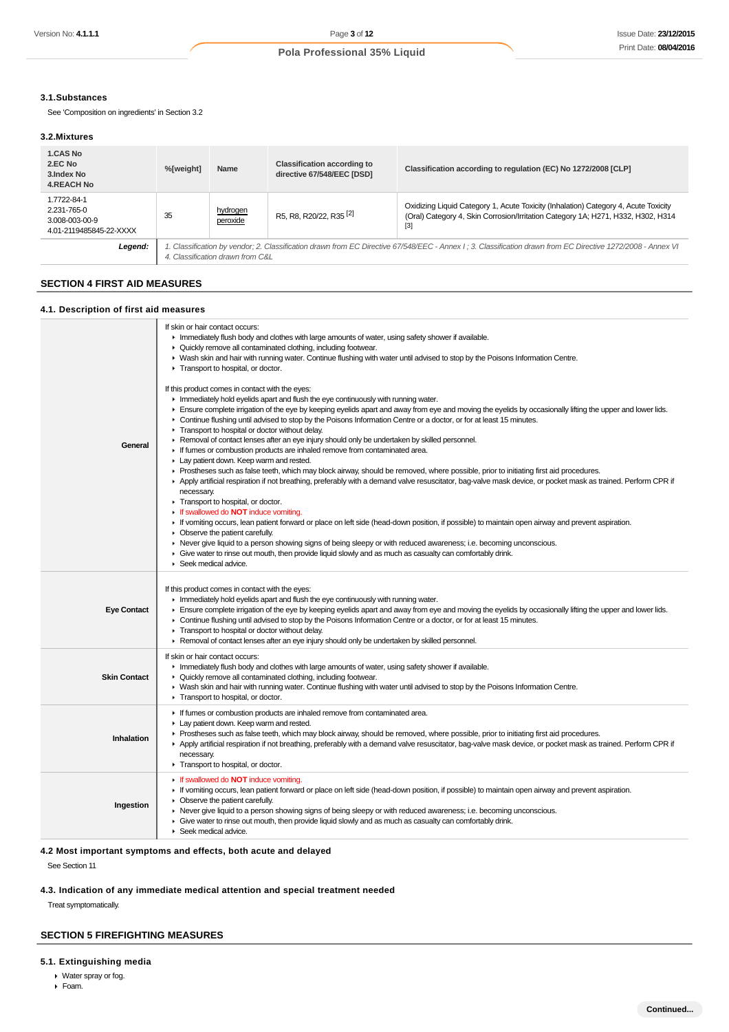### 3.1.Substances

See 'Composition on ingredients' in Section 3.2

### 3.2.Mixtures

| 1.CAS No<br>2.EC No<br>3.Index No<br>4.REACH No | %[weight] | Name | Classification according to directive 67/548/EEC [DSD] | Classification according to regulation (EC) No 1272/2008 [CLP] |
|---|---|---|---|---|
| 1.7722-84-1<br>2.231-765-0<br>3.008-003-00-9<br>4.01-2119485845-22-XXXX | 35 | hydrogen peroxide | R5, R8, R20/22, R35 [2] | Oxidizing Liquid Category 1, Acute Toxicity (Inhalation) Category 4, Acute Toxicity (Oral) Category 4, Skin Corrosion/Irritation Category 1A; H271, H332, H302, H314 [3] |
| ***Legend:*** | *1. Classification by vendor; 2. Classification drawn from EC Directive 67/548/EEC - Annex I ; 3. Classification drawn from EC Directive 1272/2008 - Annex VI 4. Classification drawn from C&L* | | | |

## SECTION 4 FIRST AID MEASURES

### 4.1. Description of first aid measures

| | |
|---|---|
| **General** | If skin or hair contact occurs:<br>- Immediately flush body and clothes with large amounts of water, using safety shower if available.<br>- Quickly remove all contaminated clothing, including footwear.<br>- Wash skin and hair with running water. Continue flushing with water until advised to stop by the Poisons Information Centre.<br>- Transport to hospital, or doctor.<br><br>If this product comes in contact with the eyes:<br>- Immediately hold eyelids apart and flush the eye continuously with running water.<br>- Ensure complete irrigation of the eye by keeping eyelids apart and away from eye and moving the eyelids by occasionally lifting the upper and lower lids.<br>- Continue flushing until advised to stop by the Poisons Information Centre or a doctor, or for at least 15 minutes.<br>- Transport to hospital or doctor without delay.<br>- Removal of contact lenses after an eye injury should only be undertaken by skilled personnel.<br>- If fumes or combustion products are inhaled remove from contaminated area.<br>- Lay patient down. Keep warm and rested.<br>- Prostheses such as false teeth, which may block airway, should be removed, where possible, prior to initiating first aid procedures.<br>- Apply artificial respiration if not breathing, preferably with a demand valve resuscitator, bag-valve mask device, or pocket mask as trained. Perform CPR if necessary.<br>- Transport to hospital, or doctor.<br>- If swallowed do **NOT** induce vomiting.<br>- If vomiting occurs, lean patient forward or place on left side (head-down position, if possible) to maintain open airway and prevent aspiration.<br>- Observe the patient carefully.<br>- Never give liquid to a person showing signs of being sleepy or with reduced awareness; i.e. becoming unconscious.<br>- Give water to rinse out mouth, then provide liquid slowly and as much as casualty can comfortably drink.<br>- Seek medical advice. |
| **Eye Contact** | If this product comes in contact with the eyes:<br>- Immediately hold eyelids apart and flush the eye continuously with running water.<br>- Ensure complete irrigation of the eye by keeping eyelids apart and away from eye and moving the eyelids by occasionally lifting the upper and lower lids.<br>- Continue flushing until advised to stop by the Poisons Information Centre or a doctor, or for at least 15 minutes.<br>- Transport to hospital or doctor without delay.<br>- Removal of contact lenses after an eye injury should only be undertaken by skilled personnel. |
| **Skin Contact** | If skin or hair contact occurs:<br>- Immediately flush body and clothes with large amounts of water, using safety shower if available.<br>- Quickly remove all contaminated clothing, including footwear.<br>- Wash skin and hair with running water. Continue flushing with water until advised to stop by the Poisons Information Centre.<br>- Transport to hospital, or doctor. |
| **Inhalation** | - If fumes or combustion products are inhaled remove from contaminated area.<br>- Lay patient down. Keep warm and rested.<br>- Prostheses such as false teeth, which may block airway, should be removed, where possible, prior to initiating first aid procedures.<br>- Apply artificial respiration if not breathing, preferably with a demand valve resuscitator, bag-valve mask device, or pocket mask as trained. Perform CPR if necessary.<br>- Transport to hospital, or doctor. |
| **Ingestion** | - If swallowed do **NOT** induce vomiting.<br>- If vomiting occurs, lean patient forward or place on left side (head-down position, if possible) to maintain open airway and prevent aspiration.<br>- Observe the patient carefully.<br>- Never give liquid to a person showing signs of being sleepy or with reduced awareness; i.e. becoming unconscious.<br>- Give water to rinse out mouth, then provide liquid slowly and as much as casualty can comfortably drink.<br>- Seek medical advice. |

### 4.2 Most important symptoms and effects, both acute and delayed

See Section 11

### 4.3. Indication of any immediate medical attention and special treatment needed

Treat symptomatically.

## SECTION 5 FIREFIGHTING MEASURES

### 5.1. Extinguishing media

- Water spray or fog.
- Foam.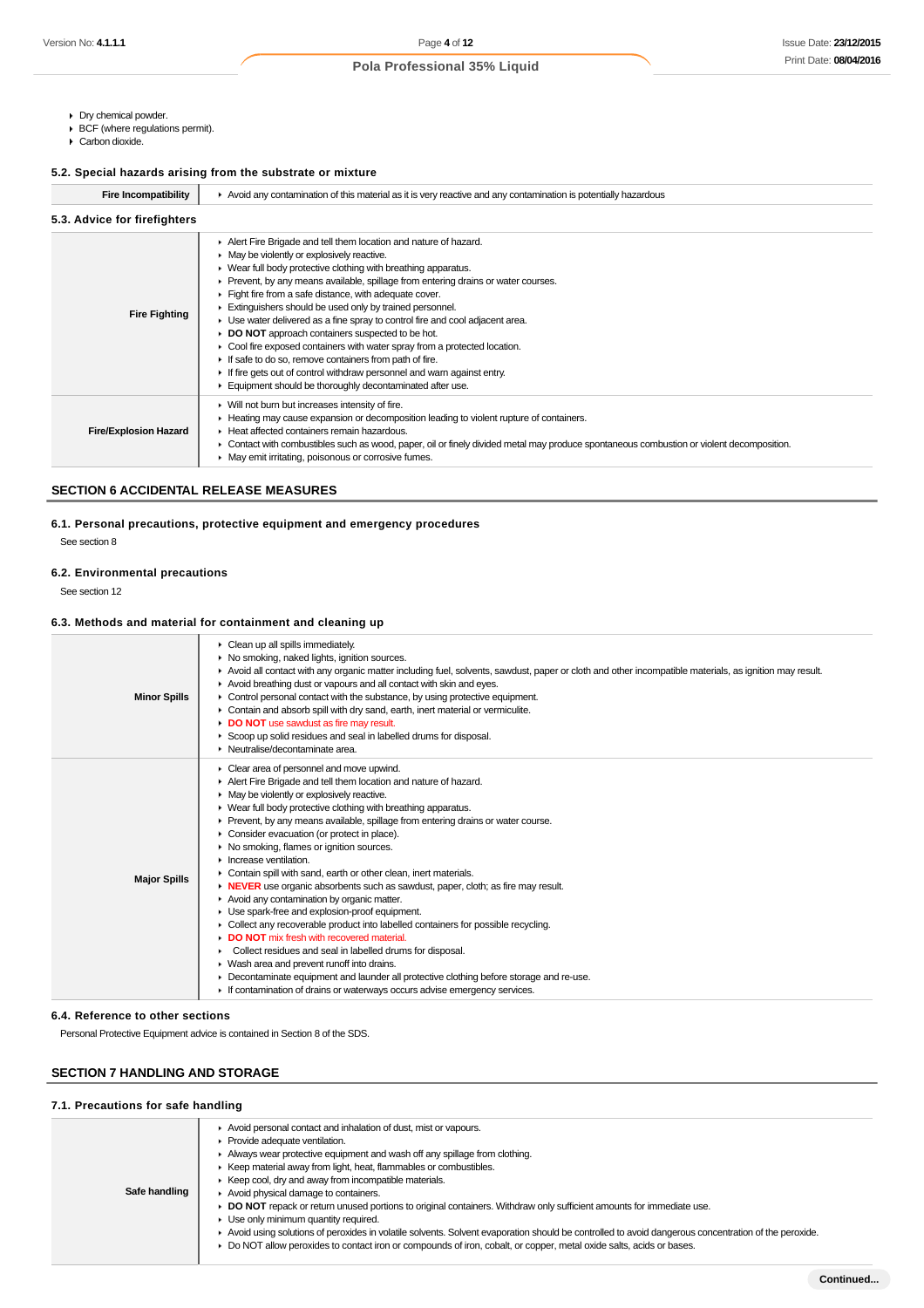- Dry chemical powder.
- BCF (where regulations permit).
- Carbon dioxide.

### 5.2. Special hazards arising from the substrate or mixture

| | |
|---|---|
| **Fire Incompatibility** | Avoid any contamination of this material as it is very reactive and any contamination is potentially hazardous |

### 5.3. Advice for firefighters

| | |
|---|---|
| **Fire Fighting** | Alert Fire Brigade and tell them location and nature of hazard.<br>May be violently or explosively reactive.<br>Wear full body protective clothing with breathing apparatus.<br>Prevent, by any means available, spillage from entering drains or water courses.<br>Fight fire from a safe distance, with adequate cover.<br>Extinguishers should be used only by trained personnel.<br>Use water delivered as a fine spray to control fire and cool adjacent area.<br>**DO NOT** approach containers suspected to be hot.<br>Cool fire exposed containers with water spray from a protected location.<br>If safe to do so, remove containers from path of fire.<br>If fire gets out of control withdraw personnel and warn against entry.<br>Equipment should be thoroughly decontaminated after use. |
| **Fire/Explosion Hazard** | Will not burn but increases intensity of fire.<br>Heating may cause expansion or decomposition leading to violent rupture of containers.<br>Heat affected containers remain hazardous.<br>Contact with combustibles such as wood, paper, oil or finely divided metal may produce spontaneous combustion or violent decomposition.<br>May emit irritating, poisonous or corrosive fumes. |

## SECTION 6 ACCIDENTAL RELEASE MEASURES

### 6.1. Personal precautions, protective equipment and emergency procedures

See section 8

### 6.2. Environmental precautions

See section 12

### 6.3. Methods and material for containment and cleaning up

| | |
|---|---|
| **Minor Spills** | Clean up all spills immediately.<br>No smoking, naked lights, ignition sources.<br>Avoid all contact with any organic matter including fuel, solvents, sawdust, paper or cloth and other incompatible materials, as ignition may result.<br>Avoid breathing dust or vapours and all contact with skin and eyes.<br>Control personal contact with the substance, by using protective equipment.<br>Contain and absorb spill with dry sand, earth, inert material or vermiculite.<br>**DO NOT** use sawdust as fire may result.<br>Scoop up solid residues and seal in labelled drums for disposal.<br>Neutralise/decontaminate area. |
| **Major Spills** | Clear area of personnel and move upwind.<br>Alert Fire Brigade and tell them location and nature of hazard.<br>May be violently or explosively reactive.<br>Wear full body protective clothing with breathing apparatus.<br>Prevent, by any means available, spillage from entering drains or water course.<br>Consider evacuation (or protect in place).<br>No smoking, flames or ignition sources.<br>Increase ventilation.<br>Contain spill with sand, earth or other clean, inert materials.<br>**NEVER** use organic absorbents such as sawdust, paper, cloth; as fire may result.<br>Avoid any contamination by organic matter.<br>Use spark-free and explosion-proof equipment.<br>Collect any recoverable product into labelled containers for possible recycling.<br>**DO NOT** mix fresh with recovered material.<br>Collect residues and seal in labelled drums for disposal.<br>Wash area and prevent runoff into drains.<br>Decontaminate equipment and launder all protective clothing before storage and re-use.<br>If contamination of drains or waterways occurs advise emergency services. |

### 6.4. Reference to other sections

Personal Protective Equipment advice is contained in Section 8 of the SDS.

## SECTION 7 HANDLING AND STORAGE

### 7.1. Precautions for safe handling

| | |
|---|---|
| **Safe handling** | Avoid personal contact and inhalation of dust, mist or vapours.<br>Provide adequate ventilation.<br>Always wear protective equipment and wash off any spillage from clothing.<br>Keep material away from light, heat, flammables or combustibles.<br>Keep cool, dry and away from incompatible materials.<br>Avoid physical damage to containers.<br>**DO NOT** repack or return unused portions to original containers. Withdraw only sufficient amounts for immediate use.<br>Use only minimum quantity required.<br>Avoid using solutions of peroxides in volatile solvents. Solvent evaporation should be controlled to avoid dangerous concentration of the peroxide.<br>Do NOT allow peroxides to contact iron or compounds of iron, cobalt, or copper, metal oxide salts, acids or bases. |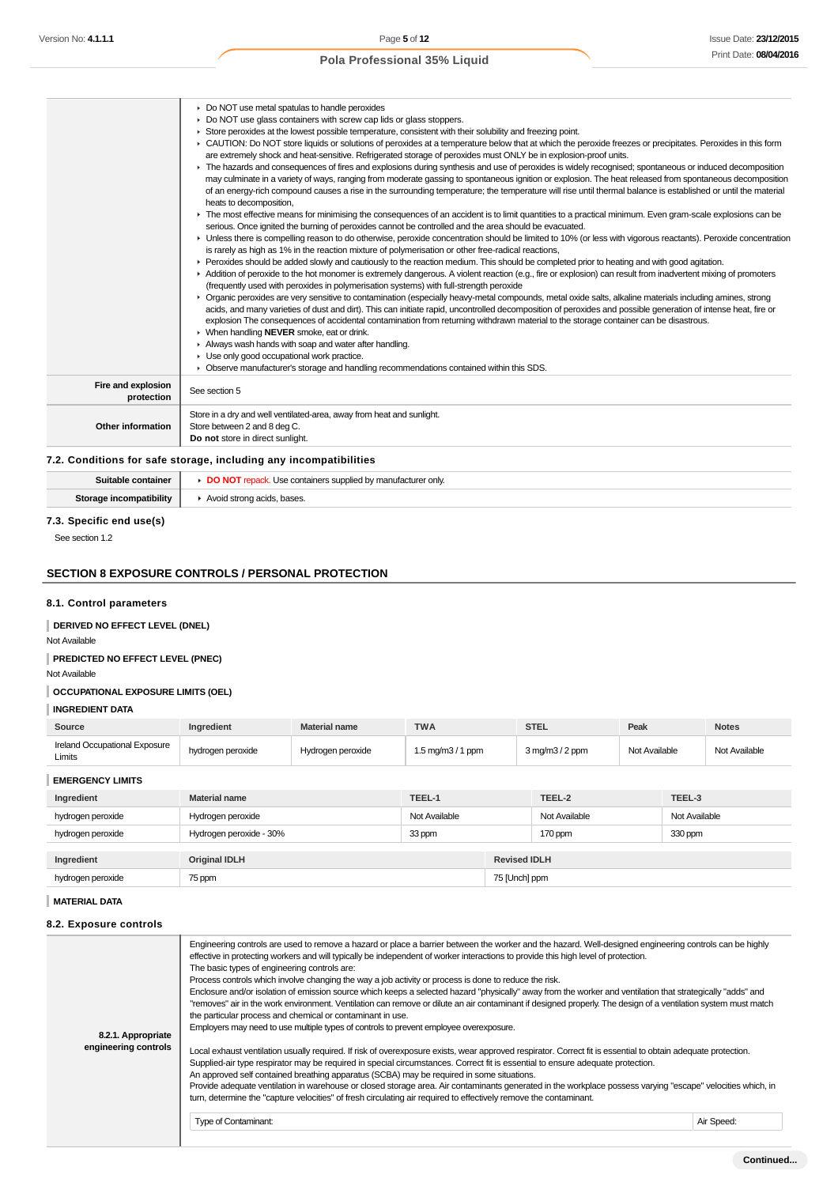| | |
|---|---|
| | ▸ Do NOT use metal spatulas to handle peroxides<br>▸ Do NOT use glass containers with screw cap lids or glass stoppers.<br>▸ Store peroxides at the lowest possible temperature, consistent with their solubility and freezing point.<br>▸ CAUTION: Do NOT store liquids or solutions of peroxides at a temperature below that at which the peroxide freezes or precipitates. Peroxides in this form are extremely shock and heat-sensitive. Refrigerated storage of peroxides must ONLY be in explosion-proof units.<br>▸ The hazards and consequences of fires and explosions during synthesis and use of peroxides is widely recognised; spontaneous or induced decomposition may culminate in a variety of ways, ranging from moderate gassing to spontaneous ignition or explosion. The heat released from spontaneous decomposition of an energy-rich compound causes a rise in the surrounding temperature; the temperature will rise until thermal balance is established or until the material heats to decomposition,<br>▸ The most effective means for minimising the consequences of an accident is to limit quantities to a practical minimum. Even gram-scale explosions can be serious. Once ignited the burning of peroxides cannot be controlled and the area should be evacuated.<br>▸ Unless there is compelling reason to do otherwise, peroxide concentration should be limited to 10% (or less with vigorous reactants). Peroxide concentration is rarely as high as 1% in the reaction mixture of polymerisation or other free-radical reactions,<br>▸ Peroxides should be added slowly and cautiously to the reaction medium. This should be completed prior to heating and with good agitation.<br>▸ Addition of peroxide to the hot monomer is extremely dangerous. A violent reaction (e.g., fire or explosion) can result from inadvertent mixing of promoters (frequently used with peroxides in polymerisation systems) with full-strength peroxide<br>▸ Organic peroxides are very sensitive to contamination (especially heavy-metal compounds, metal oxide salts, alkaline materials including amines, strong acids, and many varieties of dust and dirt). This can initiate rapid, uncontrolled decomposition of peroxides and possible generation of intense heat, fire or explosion The consequences of accidental contamination from returning withdrawn material to the storage container can be disastrous.<br>▸ When handling **NEVER** smoke, eat or drink.<br>▸ Always wash hands with soap and water after handling.<br>▸ Use only good occupational work practice.<br>▸ Observe manufacturer's storage and handling recommendations contained within this SDS. |
| **Fire and explosion protection** | See section 5 |
| **Other information** | Store in a dry and well ventilated-area, away from heat and sunlight.<br>Store between 2 and 8 deg C.<br>**Do not** store in direct sunlight. |

### 7.2. Conditions for safe storage, including any incompatibilities

| | |
|---|---|
| **Suitable container** | ▸ **DO NOT** repack. Use containers supplied by manufacturer only. |
| **Storage incompatibility** | ▸ Avoid strong acids, bases. |

### 7.3. Specific end use(s)

See section 1.2

## SECTION 8 EXPOSURE CONTROLS / PERSONAL PROTECTION

### 8.1. Control parameters

**DERIVED NO EFFECT LEVEL (DNEL)**

Not Available

**PREDICTED NO EFFECT LEVEL (PNEC)**

Not Available

**OCCUPATIONAL EXPOSURE LIMITS (OEL)**

**INGREDIENT DATA**

| Source | Ingredient | Material name | TWA | STEL | Peak | Notes |
|---|---|---|---|---|---|---|
| Ireland Occupational Exposure Limits | hydrogen peroxide | Hydrogen peroxide | 1.5 mg/m3 / 1 ppm | 3 mg/m3 / 2 ppm | Not Available | Not Available |

**EMERGENCY LIMITS**

| Ingredient | Material name | TEEL-1 | TEEL-2 | TEEL-3 |
|---|---|---|---|---|
| hydrogen peroxide | Hydrogen peroxide | Not Available | Not Available | Not Available |
| hydrogen peroxide | Hydrogen peroxide - 30% | 33 ppm | 170 ppm | 330 ppm |

| Ingredient | Original IDLH | Revised IDLH |
|---|---|---|
| hydrogen peroxide | 75 ppm | 75 [Unch] ppm |

**MATERIAL DATA**

### 8.2. Exposure controls

| | |
|---|---|
| **8.2.1. Appropriate engineering controls** | Engineering controls are used to remove a hazard or place a barrier between the worker and the hazard. Well-designed engineering controls can be highly effective in protecting workers and will typically be independent of worker interactions to provide this high level of protection.<br>The basic types of engineering controls are:<br>Process controls which involve changing the way a job activity or process is done to reduce the risk.<br>Enclosure and/or isolation of emission source which keeps a selected hazard "physically" away from the worker and ventilation that strategically "adds" and "removes" air in the work environment. Ventilation can remove or dilute an air contaminant if designed properly. The design of a ventilation system must match the particular process and chemical or contaminant in use.<br>Employers may need to use multiple types of controls to prevent employee overexposure.<br><br>Local exhaust ventilation usually required. If risk of overexposure exists, wear approved respirator. Correct fit is essential to obtain adequate protection.<br>Supplied-air type respirator may be required in special circumstances. Correct fit is essential to ensure adequate protection.<br>An approved self contained breathing apparatus (SCBA) may be required in some situations.<br>Provide adequate ventilation in warehouse or closed storage area. Air contaminants generated in the workplace possess varying "escape" velocities which, in turn, determine the "capture velocities" of fresh circulating air required to effectively remove the contaminant.<br><br>Type of Contaminant: / Air Speed: |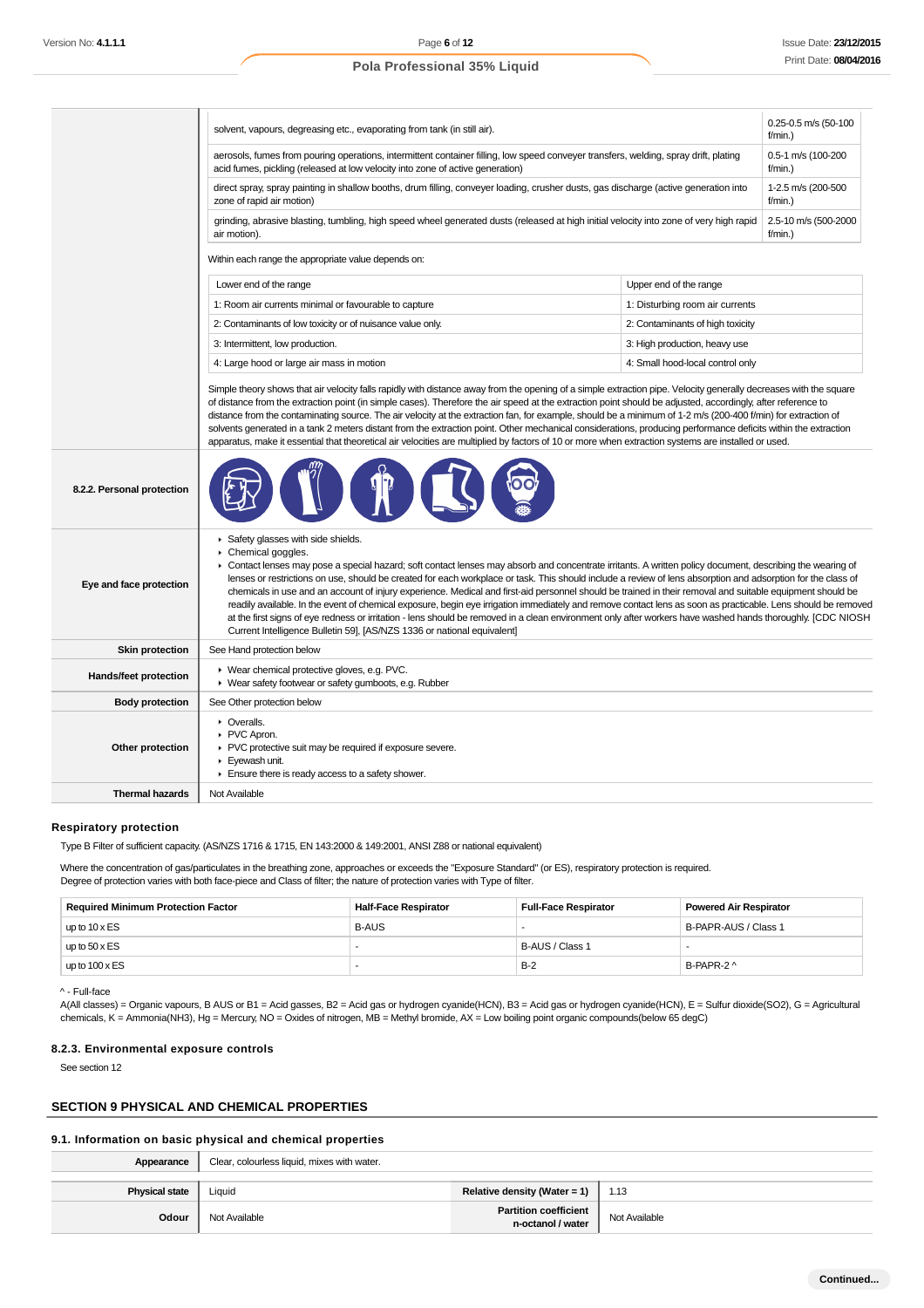| | | |
|---|---|---|
| | solvent, vapours, degreasing etc., evaporating from tank (in still air). | 0.25-0.5 m/s (50-100 f/min.) |
| | aerosols, fumes from pouring operations, intermittent container filling, low speed conveyer transfers, welding, spray drift, plating acid fumes, pickling (released at low velocity into zone of active generation) | 0.5-1 m/s (100-200 f/min.) |
| | direct spray, spray painting in shallow booths, drum filling, conveyer loading, crusher dusts, gas discharge (active generation into zone of rapid air motion) | 1-2.5 m/s (200-500 f/min.) |
| | grinding, abrasive blasting, tumbling, high speed wheel generated dusts (released at high initial velocity into zone of very high rapid air motion). | 2.5-10 m/s (500-2000 f/min.) |

Within each range the appropriate value depends on:

| Lower end of the range | Upper end of the range |
|---|---|
| 1: Room air currents minimal or favourable to capture | 1: Disturbing room air currents |
| 2: Contaminants of low toxicity or of nuisance value only. | 2: Contaminants of high toxicity |
| 3: Intermittent, low production. | 3: High production, heavy use |
| 4: Large hood or large air mass in motion | 4: Small hood-local control only |

Simple theory shows that air velocity falls rapidly with distance away from the opening of a simple extraction pipe. Velocity generally decreases with the square of distance from the extraction point (in simple cases). Therefore the air speed at the extraction point should be adjusted, accordingly, after reference to distance from the contaminating source. The air velocity at the extraction fan, for example, should be a minimum of 1-2 m/s (200-400 f/min) for extraction of solvents generated in a tank 2 meters distant from the extraction point. Other mechanical considerations, producing performance deficits within the extraction apparatus, make it essential that theoretical air velocities are multiplied by factors of 10 or more when extraction systems are installed or used.

| | |
|---|---|
| **8.2.2. Personal protection** | |
| **Eye and face protection** | ▸ Safety glasses with side shields.<br>▸ Chemical goggles.<br>▸ Contact lenses may pose a special hazard; soft contact lenses may absorb and concentrate irritants. A written policy document, describing the wearing of lenses or restrictions on use, should be created for each workplace or task. This should include a review of lens absorption and adsorption for the class of chemicals in use and an account of injury experience. Medical and first-aid personnel should be trained in their removal and suitable equipment should be readily available. In the event of chemical exposure, begin eye irrigation immediately and remove contact lens as soon as practicable. Lens should be removed at the first signs of eye redness or irritation - lens should be removed in a clean environment only after workers have washed hands thoroughly. [CDC NIOSH Current Intelligence Bulletin 59], [AS/NZS 1336 or national equivalent] |
| **Skin protection** | See Hand protection below |
| **Hands/feet protection** | ▸ Wear chemical protective gloves, e.g. PVC.<br>▸ Wear safety footwear or safety gumboots, e.g. Rubber |
| **Body protection** | See Other protection below |
| **Other protection** | ▸ Overalls.<br>▸ PVC Apron.<br>▸ PVC protective suit may be required if exposure severe.<br>▸ Eyewash unit.<br>▸ Ensure there is ready access to a safety shower. |
| **Thermal hazards** | Not Available |

### Respiratory protection

Type B Filter of sufficient capacity. (AS/NZS 1716 & 1715, EN 143:2000 & 149:2001, ANSI Z88 or national equivalent)

Where the concentration of gas/particulates in the breathing zone, approaches or exceeds the "Exposure Standard" (or ES), respiratory protection is required.
Degree of protection varies with both face-piece and Class of filter; the nature of protection varies with Type of filter.

| Required Minimum Protection Factor | Half-Face Respirator | Full-Face Respirator | Powered Air Respirator |
|---|---|---|---|
| up to 10 x ES | B-AUS | - | B-PAPR-AUS / Class 1 |
| up to 50 x ES | - | B-AUS / Class 1 | - |
| up to 100 x ES | - | B-2 | B-PAPR-2 ^ |

^ - Full-face

A(All classes) = Organic vapours, B AUS or B1 = Acid gasses, B2 = Acid gas or hydrogen cyanide(HCN), B3 = Acid gas or hydrogen cyanide(HCN), E = Sulfur dioxide(SO2), G = Agricultural chemicals, K = Ammonia(NH3), Hg = Mercury, NO = Oxides of nitrogen, MB = Methyl bromide, AX = Low boiling point organic compounds(below 65 degC)

### 8.2.3. Environmental exposure controls

See section 12

## SECTION 9 PHYSICAL AND CHEMICAL PROPERTIES

### 9.1. Information on basic physical and chemical properties

| | | | |
|---|---|---|---|
| **Appearance** | Clear, colourless liquid, mixes with water. | | |
| **Physical state** | Liquid | **Relative density (Water = 1)** | 1.13 |
| **Odour** | Not Available | **Partition coefficient n-octanol / water** | Not Available |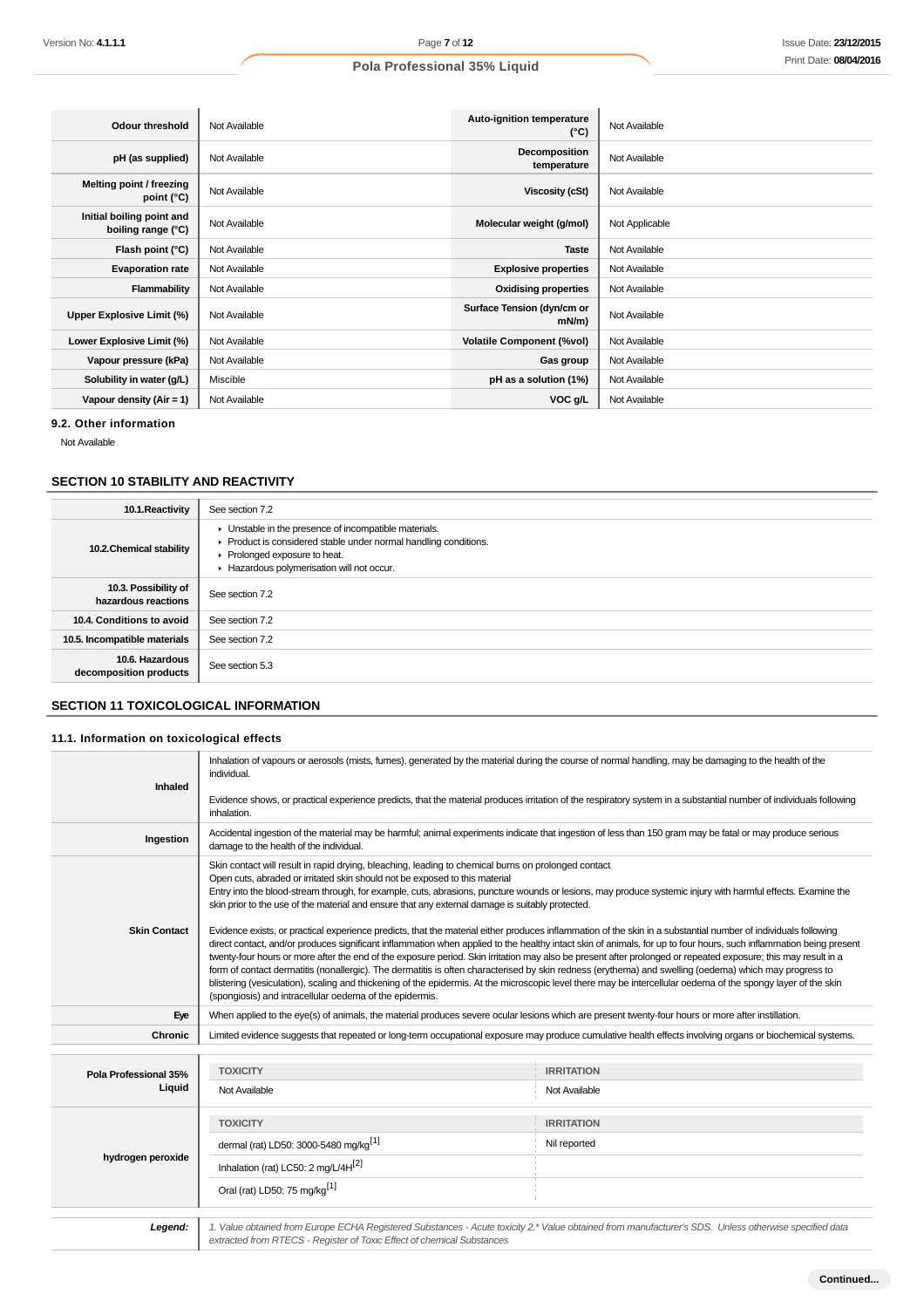| | | | |
|---|---|---|---|
| **Odour threshold** | Not Available | **Auto-ignition temperature (°C)** | Not Available |
| **pH (as supplied)** | Not Available | **Decomposition temperature** | Not Available |
| **Melting point / freezing point (°C)** | Not Available | **Viscosity (cSt)** | Not Available |
| **Initial boiling point and boiling range (°C)** | Not Available | **Molecular weight (g/mol)** | Not Applicable |
| **Flash point (°C)** | Not Available | **Taste** | Not Available |
| **Evaporation rate** | Not Available | **Explosive properties** | Not Available |
| **Flammability** | Not Available | **Oxidising properties** | Not Available |
| **Upper Explosive Limit (%)** | Not Available | **Surface Tension (dyn/cm or mN/m)** | Not Available |
| **Lower Explosive Limit (%)** | Not Available | **Volatile Component (%vol)** | Not Available |
| **Vapour pressure (kPa)** | Not Available | **Gas group** | Not Available |
| **Solubility in water (g/L)** | Miscible | **pH as a solution (1%)** | Not Available |
| **Vapour density (Air = 1)** | Not Available | **VOC g/L** | Not Available |

### 9.2. Other information

Not Available

## SECTION 10 STABILITY AND REACTIVITY

| | |
|---|---|
| **10.1.Reactivity** | See section 7.2 |
| **10.2.Chemical stability** | ▸ Unstable in the presence of incompatible materials.<br>▸ Product is considered stable under normal handling conditions.<br>▸ Prolonged exposure to heat.<br>▸ Hazardous polymerisation will not occur. |
| **10.3. Possibility of hazardous reactions** | See section 7.2 |
| **10.4. Conditions to avoid** | See section 7.2 |
| **10.5. Incompatible materials** | See section 7.2 |
| **10.6. Hazardous decomposition products** | See section 5.3 |

## SECTION 11 TOXICOLOGICAL INFORMATION

### 11.1. Information on toxicological effects

| | |
|---|---|
| **Inhaled** | Inhalation of vapours or aerosols (mists, fumes), generated by the material during the course of normal handling, may be damaging to the health of the individual.<br><br>Evidence shows, or practical experience predicts, that the material produces irritation of the respiratory system in a substantial number of individuals following inhalation. |
| **Ingestion** | Accidental ingestion of the material may be harmful; animal experiments indicate that ingestion of less than 150 gram may be fatal or may produce serious damage to the health of the individual. |
| **Skin Contact** | Skin contact will result in rapid drying, bleaching, leading to chemical burns on prolonged contact<br>Open cuts, abraded or irritated skin should not be exposed to this material<br>Entry into the blood-stream through, for example, cuts, abrasions, puncture wounds or lesions, may produce systemic injury with harmful effects. Examine the skin prior to the use of the material and ensure that any external damage is suitably protected.<br><br>Evidence exists, or practical experience predicts, that the material either produces inflammation of the skin in a substantial number of individuals following direct contact, and/or produces significant inflammation when applied to the healthy intact skin of animals, for up to four hours, such inflammation being present twenty-four hours or more after the end of the exposure period. Skin irritation may also be present after prolonged or repeated exposure; this may result in a form of contact dermatitis (nonallergic). The dermatitis is often characterised by skin redness (erythema) and swelling (oedema) which may progress to blistering (vesiculation), scaling and thickening of the epidermis. At the microscopic level there may be intercellular oedema of the spongy layer of the skin (spongiosis) and intracellular oedema of the epidermis. |
| **Eye** | When applied to the eye(s) of animals, the material produces severe ocular lesions which are present twenty-four hours or more after instillation. |
| **Chronic** | Limited evidence suggests that repeated or long-term occupational exposure may produce cumulative health effects involving organs or biochemical systems. |

| | TOXICITY | IRRITATION |
|---|---|---|
| **Pola Professional 35% Liquid** | Not Available | Not Available |
| | **TOXICITY** | **IRRITATION** |
| **hydrogen peroxide** | dermal (rat) LD50: 3000-5480 mg/kg[1] | Nil reported |
| | Inhalation (rat) LC50: 2 mg/L/4H[2] | |
| | Oral (rat) LD50: 75 mg/kg[1] | |

| | |
|---|---|
| ***Legend:*** | *1. Value obtained from Europe ECHA Registered Substances - Acute toxicity 2.\* Value obtained from manufacturer's SDS. Unless otherwise specified data extracted from RTECS - Register of Toxic Effect of chemical Substances* |

**Continued...**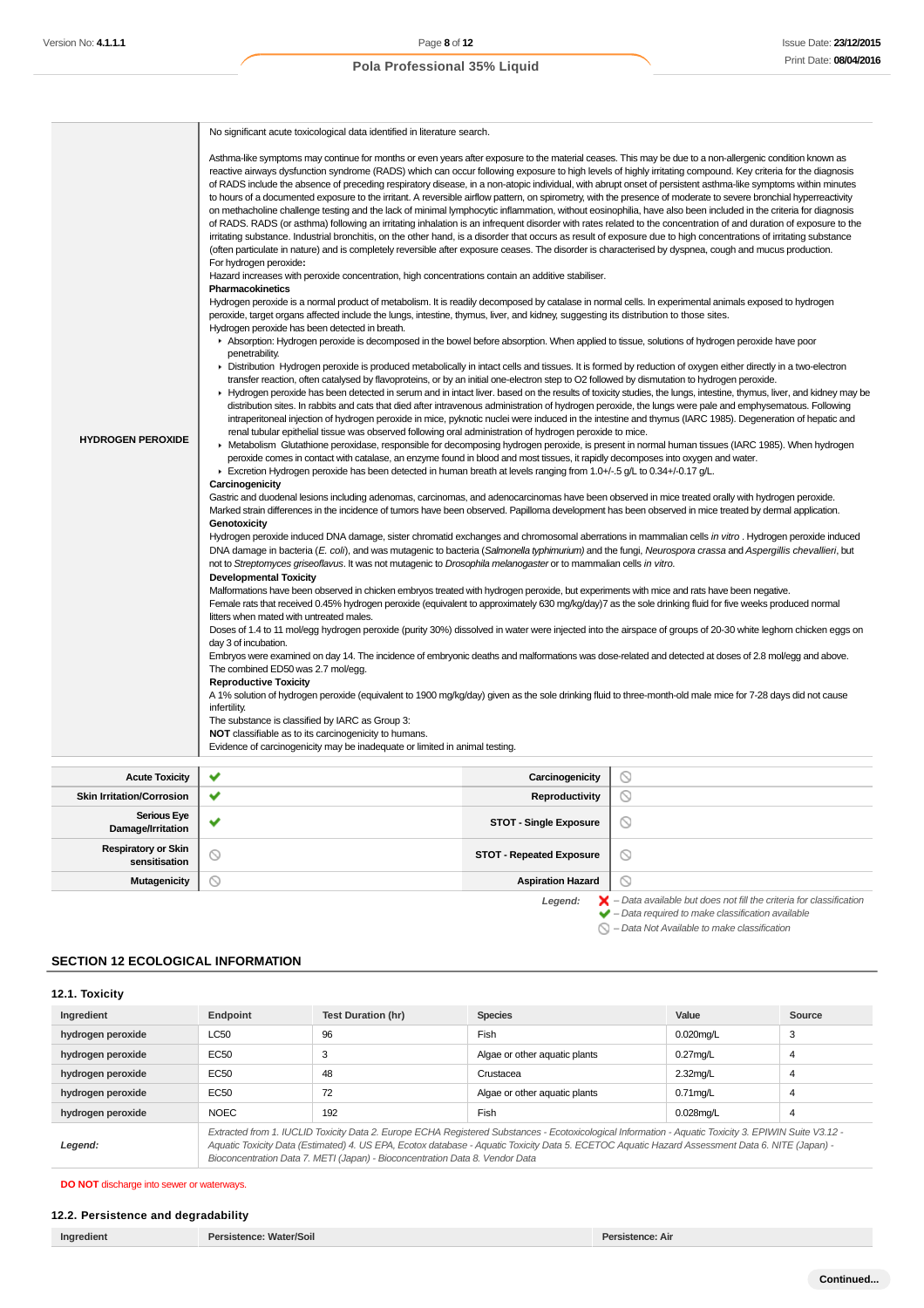| | |
|---|---|
| **HYDROGEN PEROXIDE** | No significant acute toxicological data identified in literature search.<br><br>Asthma-like symptoms may continue for months or even years after exposure to the material ceases. This may be due to a non-allergenic condition known as reactive airways dysfunction syndrome (RADS) which can occur following exposure to high levels of highly irritating compound. Key criteria for the diagnosis of RADS include the absence of preceding respiratory disease, in a non-atopic individual, with abrupt onset of persistent asthma-like symptoms within minutes to hours of a documented exposure to the irritant. A reversible airflow pattern, on spirometry, with the presence of moderate to severe bronchial hyperreactivity on methacholine challenge testing and the lack of minimal lymphocytic inflammation, without eosinophilia, have also been included in the criteria for diagnosis of RADS. RADS (or asthma) following an irritating inhalation is an infrequent disorder with rates related to the concentration of and duration of exposure to the irritating substance. Industrial bronchitis, on the other hand, is a disorder that occurs as result of exposure due to high concentrations of irritating substance (often particulate in nature) and is completely reversible after exposure ceases. The disorder is characterised by dyspnea, cough and mucus production.<br>For hydrogen peroxide**:**<br>Hazard increases with peroxide concentration, high concentrations contain an additive stabiliser.<br>**Pharmacokinetics**<br>Hydrogen peroxide is a normal product of metabolism. It is readily decomposed by catalase in normal cells. In experimental animals exposed to hydrogen peroxide, target organs affected include the lungs, intestine, thymus, liver, and kidney, suggesting its distribution to those sites.<br>Hydrogen peroxide has been detected in breath.<br>▸ Absorption: Hydrogen peroxide is decomposed in the bowel before absorption. When applied to tissue, solutions of hydrogen peroxide have poor penetrability.<br>▸ Distribution Hydrogen peroxide is produced metabolically in intact cells and tissues. It is formed by reduction of oxygen either directly in a two-electron transfer reaction, often catalysed by flavoproteins, or by an initial one-electron step to O2 followed by dismutation to hydrogen peroxide.<br>▸ Hydrogen peroxide has been detected in serum and in intact liver. based on the results of toxicity studies, the lungs, intestine, thymus, liver, and kidney may be distribution sites. In rabbits and cats that died after intravenous administration of hydrogen peroxide, the lungs were pale and emphysematous. Following intraperitoneal injection of hydrogen peroxide in mice, pyknotic nuclei were induced in the intestine and thymus (IARC 1985). Degeneration of hepatic and renal tubular epithelial tissue was observed following oral administration of hydrogen peroxide to mice.<br>▸ Metabolism Glutathione peroxidase, responsible for decomposing hydrogen peroxide, is present in normal human tissues (IARC 1985). When hydrogen peroxide comes in contact with catalase, an enzyme found in blood and most tissues, it rapidly decomposes into oxygen and water.<br>▸ Excretion Hydrogen peroxide has been detected in human breath at levels ranging from 1.0+/-.5 g/L to 0.34+/-0.17 g/L.<br>**Carcinogenicity**<br>Gastric and duodenal lesions including adenomas, carcinomas, and adenocarcinomas have been observed in mice treated orally with hydrogen peroxide. Marked strain differences in the incidence of tumors have been observed. Papilloma development has been observed in mice treated by dermal application.<br>**Genotoxicity**<br>Hydrogen peroxide induced DNA damage, sister chromatid exchanges and chromosomal aberrations in mammalian cells *in vitro* . Hydrogen peroxide induced DNA damage in bacteria (*E. coli*), and was mutagenic to bacteria (*Salmonella typhimurium*) and the fungi, *Neurospora crassa* and *Aspergillis chevallieri*, but not to *Streptomyces griseoflavus*. It was not mutagenic to *Drosophila melanogaster* or to mammalian cells *in vitro.*<br>**Developmental Toxicity**<br>Malformations have been observed in chicken embryos treated with hydrogen peroxide, but experiments with mice and rats have been negative.<br>Female rats that received 0.45% hydrogen peroxide (equivalent to approximately 630 mg/kg/day)7 as the sole drinking fluid for five weeks produced normal litters when mated with untreated males.<br>Doses of 1.4 to 11 mol/egg hydrogen peroxide (purity 30%) dissolved in water were injected into the airspace of groups of 20-30 white leghorn chicken eggs on day 3 of incubation.<br>Embryos were examined on day 14. The incidence of embryonic deaths and malformations was dose-related and detected at doses of 2.8 mol/egg and above. The combined ED50 was 2.7 mol/egg.<br>**Reproductive Toxicity**<br>A 1% solution of hydrogen peroxide (equivalent to 1900 mg/kg/day) given as the sole drinking fluid to three-month-old male mice for 7-28 days did not cause infertility.<br>The substance is classified by IARC as Group 3:<br>**NOT** classifiable as to its carcinogenicity to humans.<br>Evidence of carcinogenicity may be inadequate or limited in animal testing. |

| | | | |
|---|---|---|---|
| **Acute Toxicity** | ✔ | **Carcinogenicity** | ⃠ |
| **Skin Irritation/Corrosion** | ✔ | **Reproductivity** | ⃠ |
| **Serious Eye Damage/Irritation** | ✔ | **STOT - Single Exposure** | ⃠ |
| **Respiratory or Skin sensitisation** | ⃠ | **STOT - Repeated Exposure** | ⃠ |
| **Mutagenicity** | ⃠ | **Aspiration Hazard** | ⃠ |

*Legend:* ✘ – *Data available but does not fill the criteria for classification*
✔ – *Data required to make classification available*
⃠ – *Data Not Available to make classification*

## SECTION 12 ECOLOGICAL INFORMATION

### 12.1. Toxicity

| Ingredient | Endpoint | Test Duration (hr) | Species | Value | Source |
|---|---|---|---|---|---|
| **hydrogen peroxide** | LC50 | 96 | Fish | 0.020mg/L | 3 |
| **hydrogen peroxide** | EC50 | 3 | Algae or other aquatic plants | 0.27mg/L | 4 |
| **hydrogen peroxide** | EC50 | 48 | Crustacea | 2.32mg/L | 4 |
| **hydrogen peroxide** | EC50 | 72 | Algae or other aquatic plants | 0.71mg/L | 4 |
| **hydrogen peroxide** | NOEC | 192 | Fish | 0.028mg/L | 4 |
| ***Legend:*** | *Extracted from 1. IUCLID Toxicity Data 2. Europe ECHA Registered Substances - Ecotoxicological Information - Aquatic Toxicity 3. EPIWIN Suite V3.12 - Aquatic Toxicity Data (Estimated) 4. US EPA, Ecotox database - Aquatic Toxicity Data 5. ECETOC Aquatic Hazard Assessment Data 6. NITE (Japan) - Bioconcentration Data 7. METI (Japan) - Bioconcentration Data 8. Vendor Data* | | | | |

**DO NOT** discharge into sewer or waterways.

### 12.2. Persistence and degradability

| Ingredient | Persistence: Water/Soil | Persistence: Air |
|---|---|---|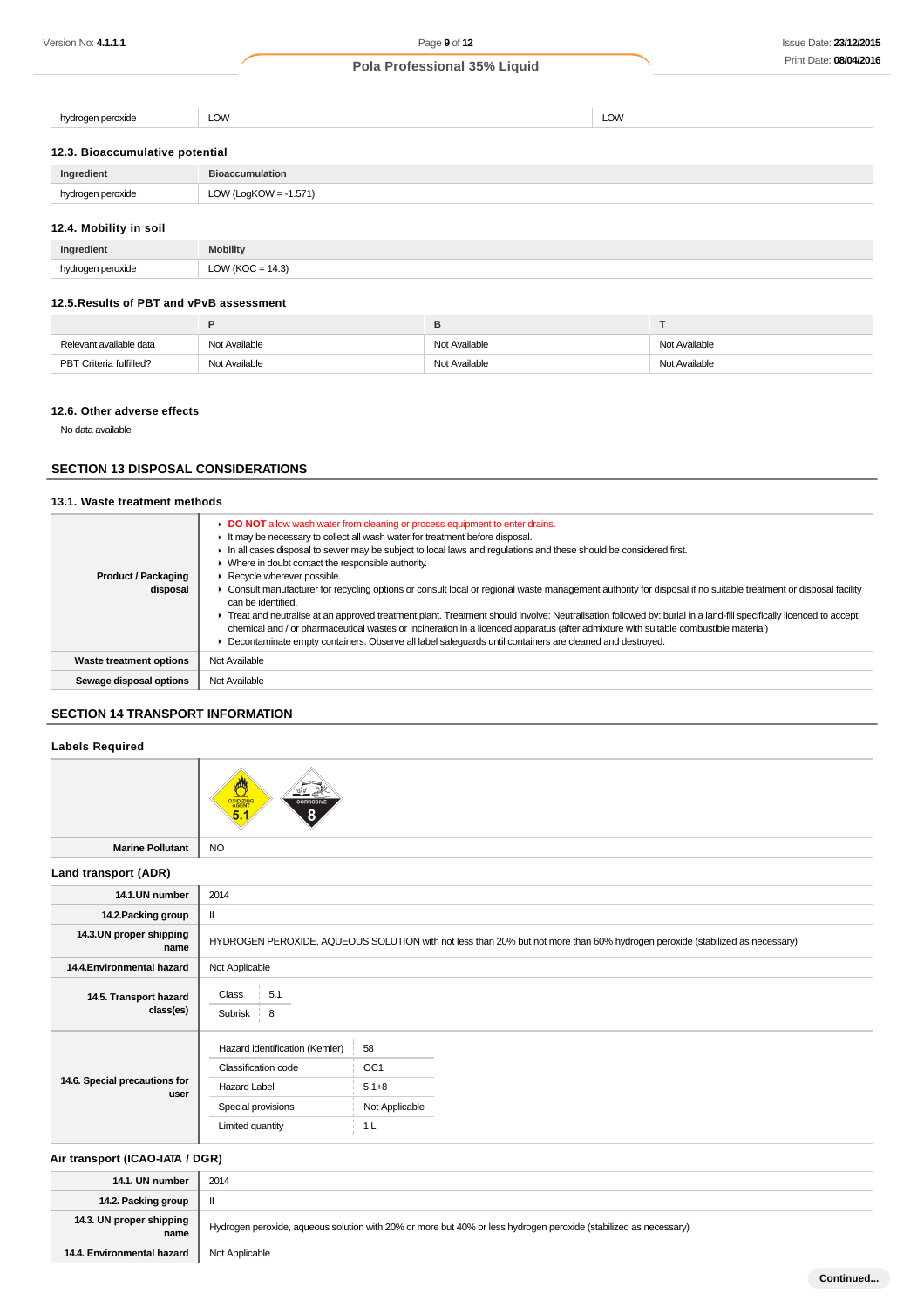| hydrogen peroxide | LOW | LOW |
|---|---|---|

### 12.3. Bioaccumulative potential

| Ingredient | Bioaccumulation |
|---|---|
| hydrogen peroxide | LOW (LogKOW = -1.571) |

### 12.4. Mobility in soil

| Ingredient | Mobility |
|---|---|
| hydrogen peroxide | LOW (KOC = 14.3) |

### 12.5.Results of PBT and vPvB assessment

| | P | B | T |
|---|---|---|---|
| Relevant available data | Not Available | Not Available | Not Available |
| PBT Criteria fulfilled? | Not Available | Not Available | Not Available |

### 12.6. Other adverse effects

No data available

## SECTION 13 DISPOSAL CONSIDERATIONS

### 13.1. Waste treatment methods

| | |
|---|---|
| **Product / Packaging disposal** | ▸ **DO NOT** allow wash water from cleaning or process equipment to enter drains.<br>▸ It may be necessary to collect all wash water for treatment before disposal.<br>▸ In all cases disposal to sewer may be subject to local laws and regulations and these should be considered first.<br>▸ Where in doubt contact the responsible authority.<br>▸ Recycle wherever possible.<br>▸ Consult manufacturer for recycling options or consult local or regional waste management authority for disposal if no suitable treatment or disposal facility can be identified.<br>▸ Treat and neutralise at an approved treatment plant. Treatment should involve: Neutralisation followed by: burial in a land-fill specifically licenced to accept chemical and / or pharmaceutical wastes or Incineration in a licenced apparatus (after admixture with suitable combustible material)<br>▸ Decontaminate empty containers. Observe all label safeguards until containers are cleaned and destroyed. |
| **Waste treatment options** | Not Available |
| **Sewage disposal options** | Not Available |

## SECTION 14 TRANSPORT INFORMATION

### Labels Required

| | |
|---|---|
| | OXIDIZING AGENT 5.1; CORROSIVE 8 |
| **Marine Pollutant** | NO |

### Land transport (ADR)

| | |
|---|---|
| **14.1.UN number** | 2014 |
| **14.2.Packing group** | II |
| **14.3.UN proper shipping name** | HYDROGEN PEROXIDE, AQUEOUS SOLUTION with not less than 20% but not more than 60% hydrogen peroxide (stabilized as necessary) |
| **14.4.Environmental hazard** | Not Applicable |
| **14.5. Transport hazard class(es)** | Class: 5.1<br>Subrisk: 8 |
| **14.6. Special precautions for user** | Hazard identification (Kemler): 58<br>Classification code: OC1<br>Hazard Label: 5.1+8<br>Special provisions: Not Applicable<br>Limited quantity: 1 L |

### Air transport (ICAO-IATA / DGR)

| | |
|---|---|
| **14.1. UN number** | 2014 |
| **14.2. Packing group** | II |
| **14.3. UN proper shipping name** | Hydrogen peroxide, aqueous solution with 20% or more but 40% or less hydrogen peroxide (stabilized as necessary) |
| **14.4. Environmental hazard** | Not Applicable |

Continued...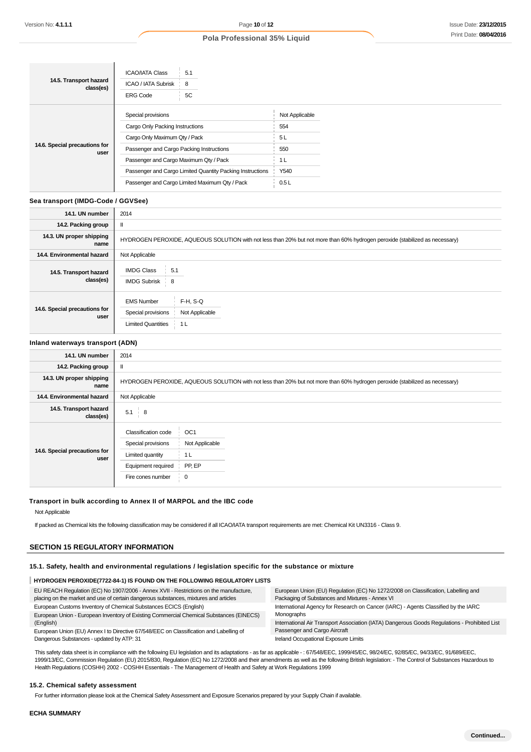| | | |
|---|---|---|
| 14.5. Transport hazard class(es) | ICAO/IATA Class | 5.1 |
| | ICAO / IATA Subrisk | 8 |
| | ERG Code | 5C |
| 14.6. Special precautions for user | Special provisions | Not Applicable |
| | Cargo Only Packing Instructions | 554 |
| | Cargo Only Maximum Qty / Pack | 5 L |
| | Passenger and Cargo Packing Instructions | 550 |
| | Passenger and Cargo Maximum Qty / Pack | 1 L |
| | Passenger and Cargo Limited Quantity Packing Instructions | Y540 |
| | Passenger and Cargo Limited Maximum Qty / Pack | 0.5 L |

### Sea transport (IMDG-Code / GGVSee)

| | |
|---|---|
| 14.1. UN number | 2014 |
| 14.2. Packing group | II |
| 14.3. UN proper shipping name | HYDROGEN PEROXIDE, AQUEOUS SOLUTION with not less than 20% but not more than 60% hydrogen peroxide (stabilized as necessary) |
| 14.4. Environmental hazard | Not Applicable |
| 14.5. Transport hazard class(es) | IMDG Class: 5.1; IMDG Subrisk: 8 |
| 14.6. Special precautions for user | EMS Number: F-H, S-Q; Special provisions: Not Applicable; Limited Quantities: 1 L |

### Inland waterways transport (ADN)

| | |
|---|---|
| 14.1. UN number | 2014 |
| 14.2. Packing group | II |
| 14.3. UN proper shipping name | HYDROGEN PEROXIDE, AQUEOUS SOLUTION with not less than 20% but not more than 60% hydrogen peroxide (stabilized as necessary) |
| 14.4. Environmental hazard | Not Applicable |
| 14.5. Transport hazard class(es) | 5.1; 8 |
| 14.6. Special precautions for user | Classification code: OC1; Special provisions: Not Applicable; Limited quantity: 1 L; Equipment required: PP, EP; Fire cones number: 0 |

### Transport in bulk according to Annex II of MARPOL and the IBC code

Not Applicable

If packed as Chemical kits the following classification may be considered if all ICAO/IATA transport requirements are met: Chemical Kit UN3316 - Class 9.

## SECTION 15 REGULATORY INFORMATION

### 15.1. Safety, health and environmental regulations / legislation specific for the substance or mixture

**HYDROGEN PEROXIDE(7722-84-1) IS FOUND ON THE FOLLOWING REGULATORY LISTS**

| | |
|---|---|
| EU REACH Regulation (EC) No 1907/2006 - Annex XVII - Restrictions on the manufacture, placing on the market and use of certain dangerous substances, mixtures and articles | European Union (EU) Regulation (EC) No 1272/2008 on Classification, Labelling and Packaging of Substances and Mixtures - Annex VI |
| European Customs Inventory of Chemical Substances ECICS (English) | International Agency for Research on Cancer (IARC) - Agents Classified by the IARC Monographs |
| European Union - European Inventory of Existing Commercial Chemical Substances (EINECS) (English) | International Air Transport Association (IATA) Dangerous Goods Regulations - Prohibited List Passenger and Cargo Aircraft |
| European Union (EU) Annex I to Directive 67/548/EEC on Classification and Labelling of Dangerous Substances - updated by ATP: 31 | Ireland Occupational Exposure Limits |

This safety data sheet is in compliance with the following EU legislation and its adaptations - as far as applicable - : 67/548/EEC, 1999/45/EC, 98/24/EC, 92/85/EC, 94/33/EC, 91/689/EEC, 1999/13/EC, Commission Regulation (EU) 2015/830, Regulation (EC) No 1272/2008 and their amendments as well as the following British legislation: - The Control of Substances Hazardous to Health Regulations (COSHH) 2002 - COSHH Essentials - The Management of Health and Safety at Work Regulations 1999

### 15.2. Chemical safety assessment

For further information please look at the Chemical Safety Assessment and Exposure Scenarios prepared by your Supply Chain if available.

**ECHA SUMMARY**

Continued...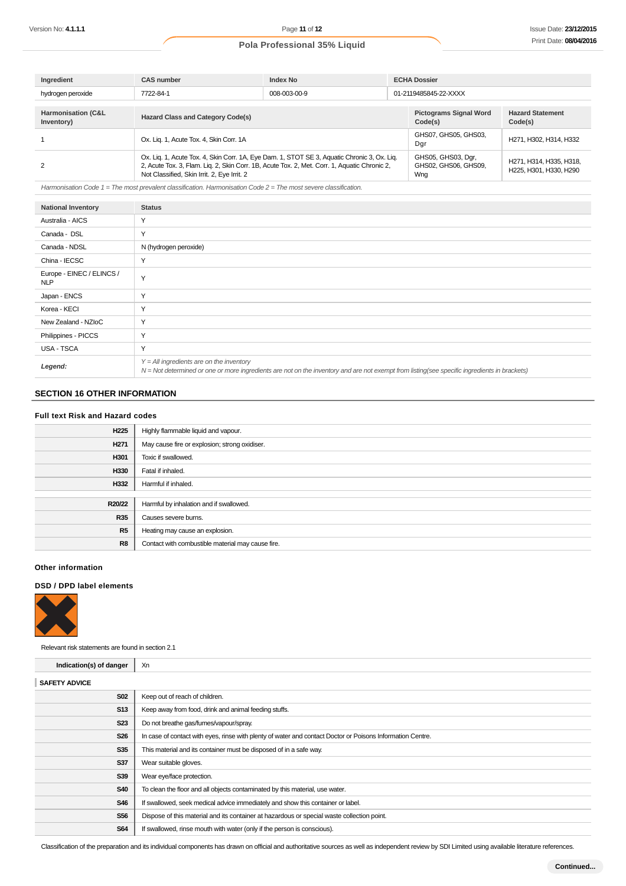| Ingredient | CAS number | Index No | ECHA Dossier |
|---|---|---|---|
| hydrogen peroxide | 7722-84-1 | 008-003-00-9 | 01-2119485845-22-XXXX |

| Harmonisation (C&L Inventory) | Hazard Class and Category Code(s) | Pictograms Signal Word Code(s) | Hazard Statement Code(s) |
|---|---|---|---|
| 1 | Ox. Liq. 1, Acute Tox. 4, Skin Corr. 1A | GHS07, GHS05, GHS03, Dgr | H271, H302, H314, H332 |
| 2 | Ox. Liq. 1, Acute Tox. 4, Skin Corr. 1A, Eye Dam. 1, STOT SE 3, Aquatic Chronic 3, Ox. Liq. 2, Acute Tox. 3, Flam. Liq. 2, Skin Corr. 1B, Acute Tox. 2, Met. Corr. 1, Aquatic Chronic 2, Not Classified, Skin Irrit. 2, Eye Irrit. 2 | GHS05, GHS03, Dgr, GHS02, GHS06, GHS09, Wng | H271, H314, H335, H318, H225, H301, H330, H290 |

*Harmonisation Code 1 = The most prevalent classification. Harmonisation Code 2 = The most severe classification.*

| National Inventory | Status |
|---|---|
| Australia - AICS | Y |
| Canada - DSL | Y |
| Canada - NDSL | N (hydrogen peroxide) |
| China - IECSC | Y |
| Europe - EINEC / ELINCS / NLP | Y |
| Japan - ENCS | Y |
| Korea - KECI | Y |
| New Zealand - NZIoC | Y |
| Philippines - PICCS | Y |
| USA - TSCA | Y |
| ***Legend:*** | *Y = All ingredients are on the inventory*<br>*N = Not determined or one or more ingredients are not on the inventory and are not exempt from listing(see specific ingredients in brackets)* |

## SECTION 16 OTHER INFORMATION

### Full text Risk and Hazard codes

| | |
|---|---|
| **H225** | Highly flammable liquid and vapour. |
| **H271** | May cause fire or explosion; strong oxidiser. |
| **H301** | Toxic if swallowed. |
| **H330** | Fatal if inhaled. |
| **H332** | Harmful if inhaled. |
| **R20/22** | Harmful by inhalation and if swallowed. |
| **R35** | Causes severe burns. |
| **R5** | Heating may cause an explosion. |
| **R8** | Contact with combustible material may cause fire. |

### Other information

### DSD / DPD label elements

Relevant risk statements are found in section 2.1

| | |
|---|---|
| **Indication(s) of danger** | Xn |

**SAFETY ADVICE**

| | |
|---|---|
| **S02** | Keep out of reach of children. |
| **S13** | Keep away from food, drink and animal feeding stuffs. |
| **S23** | Do not breathe gas/fumes/vapour/spray. |
| **S26** | In case of contact with eyes, rinse with plenty of water and contact Doctor or Poisons Information Centre. |
| **S35** | This material and its container must be disposed of in a safe way. |
| **S37** | Wear suitable gloves. |
| **S39** | Wear eye/face protection. |
| **S40** | To clean the floor and all objects contaminated by this material, use water. |
| **S46** | If swallowed, seek medical advice immediately and show this container or label. |
| **S56** | Dispose of this material and its container at hazardous or special waste collection point. |
| **S64** | If swallowed, rinse mouth with water (only if the person is conscious). |

Classification of the preparation and its individual components has drawn on official and authoritative sources as well as independent review by SDI Limited using available literature references.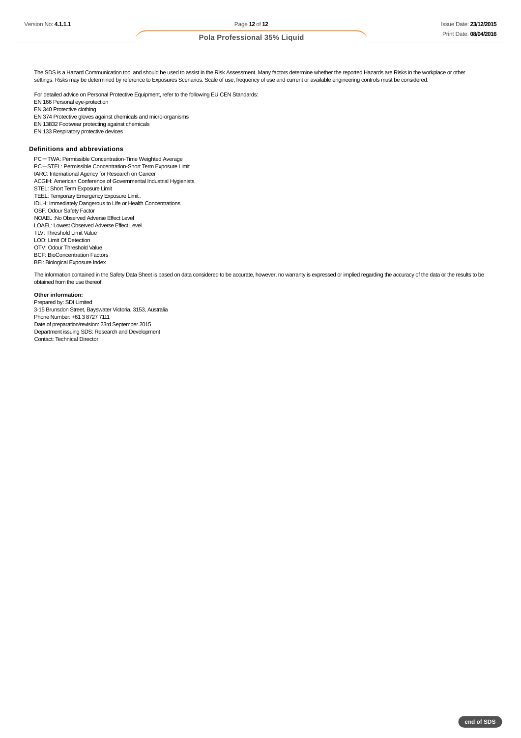The SDS is a Hazard Communication tool and should be used to assist in the Risk Assessment. Many factors determine whether the reported Hazards are Risks in the workplace or other settings. Risks may be determined by reference to Exposures Scenarios. Scale of use, frequency of use and current or available engineering controls must be considered.

For detailed advice on Personal Protective Equipment, refer to the following EU CEN Standards:
EN 166 Personal eye-protection
EN 340 Protective clothing
EN 374 Protective gloves against chemicals and micro-organisms
EN 13832 Footwear protecting against chemicals
EN 133 Respiratory protective devices

### Definitions and abbreviations

PC－TWA: Permissible Concentration-Time Weighted Average
PC－STEL: Permissible Concentration-Short Term Exposure Limit
IARC: International Agency for Research on Cancer
ACGIH: American Conference of Governmental Industrial Hygienists
STEL: Short Term Exposure Limit
TEEL: Temporary Emergency Exposure Limit。
IDLH: Immediately Dangerous to Life or Health Concentrations
OSF: Odour Safety Factor
NOAEL :No Observed Adverse Effect Level
LOAEL: Lowest Observed Adverse Effect Level
TLV: Threshold Limit Value
LOD: Limit Of Detection
OTV: Odour Threshold Value
BCF: BioConcentration Factors
BEI: Biological Exposure Index

The information contained in the Safety Data Sheet is based on data considered to be accurate, however, no warranty is expressed or implied regarding the accuracy of the data or the results to be obtained from the use thereof.

**Other information:**
Prepared by: SDI Limited
3-15 Brunsdon Street, Bayswater Victoria, 3153, Australia
Phone Number: +61 3 8727 7111
Date of preparation/revision: 23rd September 2015
Department issuing SDS: Research and Development
Contact: Technical Director

**end of SDS**